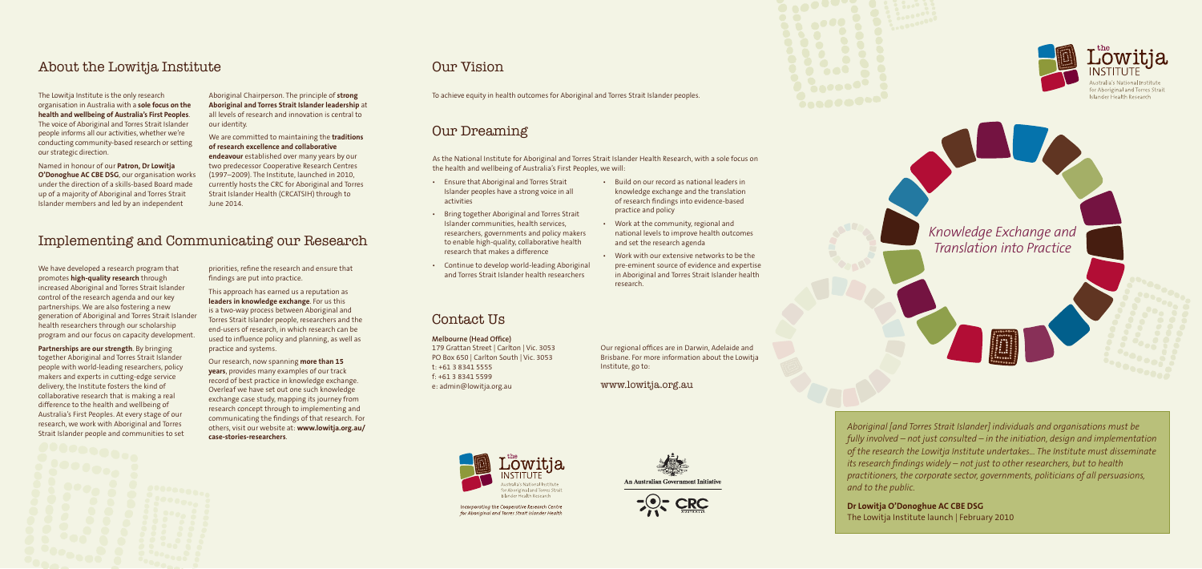## About the Lowitja Institute

The Lowitja Institute is the only research organisation in Australia with a **sole focus on the health and wellbeing of Australia's First Peoples**. The voice of Aboriginal and Torres Strait Islander people informs all our activities, whether we're conducting community-based research or setting our strategic direction.

Named in honour of our **Patron, Dr Lowitja O'Donoghue AC CBE DSG**, our organisation works under the direction of a skills-based Board made up of a majority of Aboriginal and Torres Strait Islander members and led by an independent Aboriginal Chairperson. The principle of **strong Aboriginal and Torres Strait Islander leadership** at all levels of research and innovation is central to our identity.

We are committed to maintaining the **traditions of research excellence and collaborative endeavour** established over many years by our two predecessor Cooperative Research Centres (1997–2009). The Institute, launched in 2010, currently hosts the CRC for Aboriginal and Torres Strait Islander Health (CRCATSIH) through to June 2014.

## Implementing and Communicating our Research

We have developed a research program that promotes **high-quality research** through increased Aboriginal and Torres Strait Islander control of the research agenda and our key partnerships. We are also fostering a new generation of Aboriginal and Torres Strait Islander health researchers through our scholarship program and our focus on capacity development.

**Partnerships are our strength**. By bringing together Aboriginal and Torres Strait Islander people with world-leading researchers, policy makers and experts in cutting-edge service delivery, the Institute fosters the kind of collaborative research that is making a real difference to the health and wellbeing of Australia's First Peoples. At every stage of our research, we work with Aboriginal and Torres Strait Islander people and communities to set priorities, refine the research and ensure that findings are put into practice.

This approach has earned us a reputation as **leaders in knowledge exchange**. For us this is a two-way process between Aboriginal and Torres Strait Islander people, researchers and the end-users of research, in which research can be used to influence policy and planning, as well as practice and systems.

Our research, now spanning **more than 15 years**, provides many examples of our track record of best practice in knowledge exchange. Overleaf we have set out one such knowledge exchange case study, mapping its journey from research concept through to implementing and communicating the findings of that research. For others, visit our website at: **www.lowitja.org.au/case-stories-researchers**.

## Our Vision

To achieve equity in health outcomes for Aboriginal and Torres Strait Islander peoples.

## Our Dreaming

As the National Institute for Aboriginal and Torres Strait Islander Health Research, with a sole focus on the health and wellbeing of Australia's First Peoples, we will:

- Ensure that Aboriginal and Torres Strait Islander peoples have a strong voice in all activities
- Bring together Aboriginal and Torres Strait Islander communities, health services, researchers, governments and policy makers to enable high-quality, collaborative health research that makes a difference
- Continue to develop world-leading Aboriginal and Torres Strait Islander health researchers
- Build on our record as national leaders in knowledge exchange and the translation of research findings into evidence-based practice and policy
- Work at the community, regional and national levels to improve health outcomes and set the research agenda
- Work with our extensive networks to be the pre-eminent source of evidence and expertise in Aboriginal and Torres Strait Islander health research.

## Contact Us

**Melbourne (Head Office)**
179 Grattan Street | Carlton | Vic. 3053
PO Box 650 | Carlton South | Vic. 3053
t: +61 3 8341 5555
f: +61 3 8341 5599
e: admin@lowitja.org.au

Our regional offices are in Darwin, Adelaide and Brisbane. For more information about the Lowitja Institute, go to:

www.lowitja.org.au

the Lowitja Institute
Australia's National Institute for Aboriginal and Torres Strait Islander Health Research

*Incorporating the Cooperative Research Centre for Aboriginal and Torres Strait Islander Health*

An Australian Government Initiative

CRC Australia

# *Knowledge Exchange and Translation into Practice*

*Aboriginal [and Torres Strait Islander] individuals and organisations must be fully involved – not just consulted – in the initiation, design and implementation of the research the Lowitja Institute undertakes… The Institute must disseminate its research findings widely – not just to other researchers, but to health practitioners, the corporate sector, governments, politicians of all persuasions, and to the public.*

**Dr Lowitja O'Donoghue AC CBE DSG**
The Lowitja Institute launch | February 2010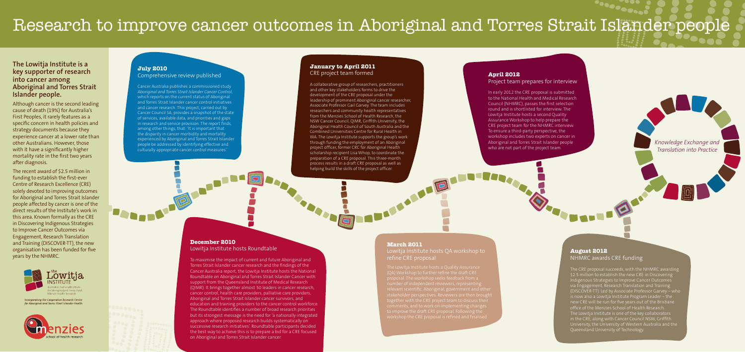# Research to improve cancer outcomes in Aboriginal and Torres Strait Islander people

## The Lowitja Institute is a key supporter of research into cancer among Aboriginal and Torres Strait Islander people.

Although cancer is the second leading cause of death (19%) for Australia's First Peoples, it rarely features as a specific concern in health policies and strategy documents because they experience cancer at a lower rate than other Australians. However, those with it have a significantly higher mortality rate in the first two years after diagnosis.

The recent award of $2.5 million in funding to establish the first-ever Centre of Research Excellence (CRE) solely devoted to improving outcomes for Aboriginal and Torres Strait Islander people affected by cancer is one of the direct results of the Institute's work in this area. Known formally as the CRE in Discovering Indigenous Strategies to Improve Cancer Outcomes via Engagement, Research Translation and Training (DISCOVER-TT), the new organisation has been funded for five years by the NHMRC.

the Lowitja INSTITUTE
Australia's National Institute for Aboriginal and Torres Strait Islander Health Research

*Incorporating the Cooperative Research Centre for Aboriginal and Torres Strait Islander Health*

menzies school of health research

### July 2010
Comprehensive review published

Cancer Australia publishes a commissioned study *Aboriginal and Torres Strait Islander Cancer Control*, which reports on the current status of Aboriginal and Torres Strait Islander cancer control initiatives and cancer research. This project, carried out by Cancer Council SA, provides a snapshot of the state of services, available data, and priorities and gaps in research and service provision. The report finds, among other things, that: 'It is important that the disparity in cancer morbidity and mortality experienced by Aboriginal and Torres Strait Islander people be addressed by identifying effective and culturally appropriate cancer control measures.'

### December 2010
Lowitja Institute hosts Roundtable

To maximise the impact of current and future Aboriginal and Torres Strait Islander cancer research and the findings of the Cancer Australia report, the Lowitja Institute hosts the National Roundtable on Aboriginal and Torres Strait Islander Cancer with support from the Queensland Institute of Medical Research (QIMR). It brings together almost 50 leaders in cancer research, cancer control, health care providers, palliative care providers, Aboriginal and Torres Strait Islander cancer survivors, and education and training providers to the cancer control workforce. The Roundtable identifies a number of broad research priorities but its strongest message is the need for 'a nationally integrated approach where proposed research builds systematically on successive research initiatives'. Roundtable participants decided the best way to achieve this is to prepare a bid for a CRE focused on Aboriginal and Torres Strait Islander cancer.

### January to April 2011
CRE project team formed

A collaborative group of researchers, practitioners and other key stakeholders forms to drive the development of the CRE proposal under the leadership of prominent Aboriginal cancer researcher, Associate Professor Gail Garvey. The team includes researchers and community health representatives from the Menzies School of Health Research, the NSW Cancer Council, QIMR, Griffith University, the Aboriginal Health Council of South Australia and the Combined Universities Centre for Rural Health in WA. The Lowitja Institute supports the group's work through funding the employment of an Aboriginal project officer, former CRC for Aboriginal Health scholarship recipient Lisa Whop, to coordinate the preparation of a CRE proposal. This three-month process results in a draft CRE proposal as well as helping build the skills of the project officer.

### March 2011
Lowitja Institute hosts QA workshop to refine CRE proposal

The Lowitja Institute hosts a Quality Assurance (QA) Workshop to further refine the draft CRE proposal. The workshop seeks feedback from a number of independent reviewers, representing relevant scientific, Aboriginal, government and other stakeholder perspectives. Reviewers are then brought together with the CRE project team to discuss their comments, and to work on implementing changes to improve the draft CRE proposal. Following the workshop the CRE proposal is refined and finalised.

### April 2012
Project team prepares for interview

In early 2012 the CRE proposal is submitted to the National Health and Medical Research Council (NHMRC), passes the first selection round and is shortlisted for interview. The Lowitja Institute hosts a second Quality Assurance Workshop to help prepare the CRE project team for the NHMRC interview. To ensure a third-party perspective, the workshop includes two experts on cancer in Aboriginal and Torres Strait Islander people who are not part of the project team.

### August 2012
NHMRC awards CRE funding

The CRE proposal succeeds, with the NHMRC awarding $2.5 million to establish the new CRE in Discovering Indigenous Strategies to Improve Cancer Outcomes via Engagement, Research Translation and Training (DISCOVER-TT). Led by Associate Professor Garvey – who is now also a Lowitja Institute Program Leader – the new CRE will be run for five years out of the Brisbane office of the Menzies School of Health Research. The Lowitja Institute is one of the key collaborators in the CRE, along with Cancer Council NSW, Griffith University, the University of Western Australia and the Queensland University of Technology.

*Knowledge Exchange and Translation into Practice*